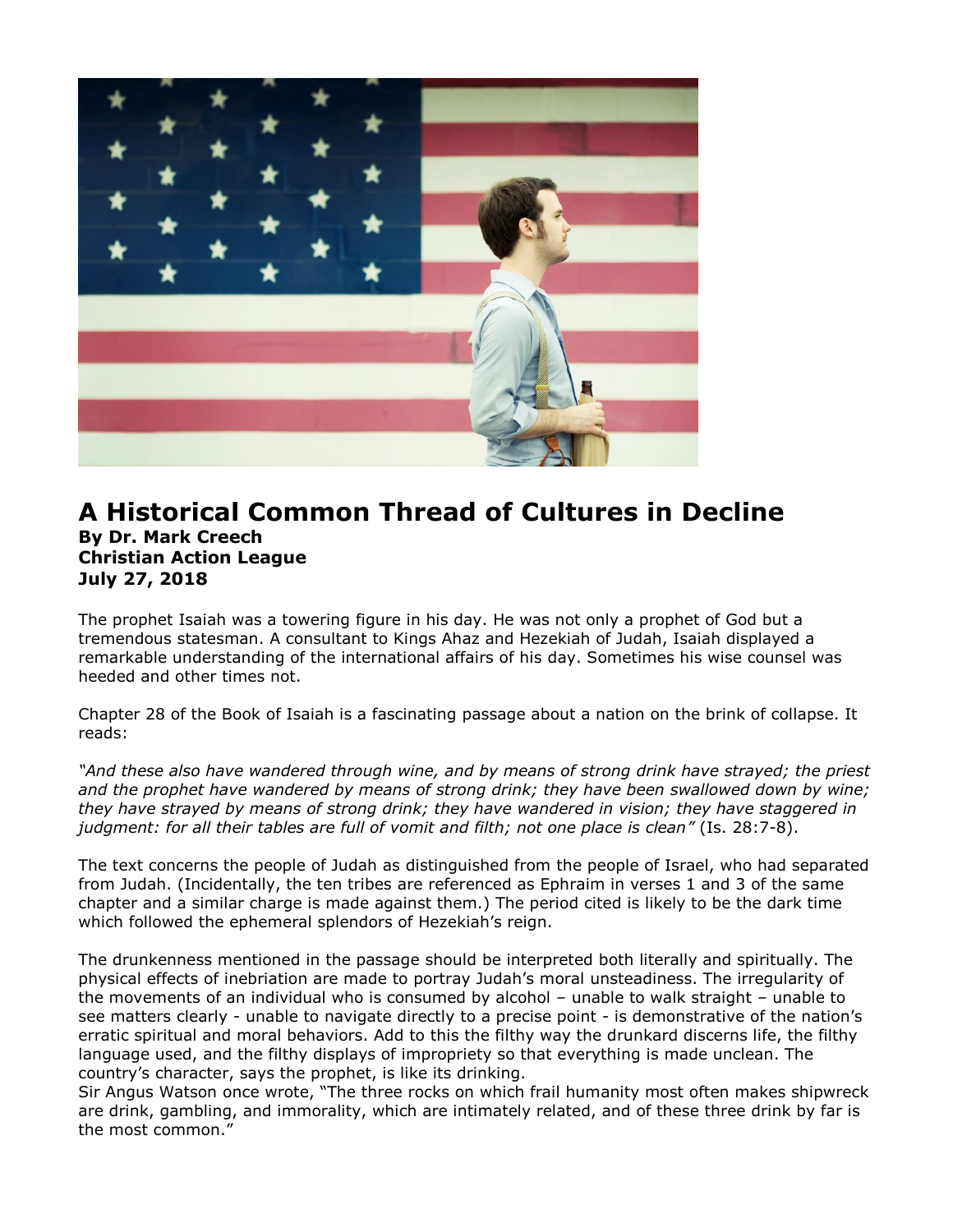# A Historical Common Thread of Cultures in Decline

**By Dr. Mark Creech**
**Christian Action League**
**July 27, 2018**

The prophet Isaiah was a towering figure in his day. He was not only a prophet of God but a tremendous statesman. A consultant to Kings Ahaz and Hezekiah of Judah, Isaiah displayed a remarkable understanding of the international affairs of his day. Sometimes his wise counsel was heeded and other times not.

Chapter 28 of the Book of Isaiah is a fascinating passage about a nation on the brink of collapse. It reads:

*"And these also have wandered through wine, and by means of strong drink have strayed; the priest and the prophet have wandered by means of strong drink; they have been swallowed down by wine; they have strayed by means of strong drink; they have wandered in vision; they have staggered in judgment: for all their tables are full of vomit and filth; not one place is clean"* (Is. 28:7-8).

The text concerns the people of Judah as distinguished from the people of Israel, who had separated from Judah. (Incidentally, the ten tribes are referenced as Ephraim in verses 1 and 3 of the same chapter and a similar charge is made against them.) The period cited is likely to be the dark time which followed the ephemeral splendors of Hezekiah's reign.

The drunkenness mentioned in the passage should be interpreted both literally and spiritually. The physical effects of inebriation are made to portray Judah's moral unsteadiness. The irregularity of the movements of an individual who is consumed by alcohol – unable to walk straight – unable to see matters clearly - unable to navigate directly to a precise point - is demonstrative of the nation's erratic spiritual and moral behaviors. Add to this the filthy way the drunkard discerns life, the filthy language used, and the filthy displays of impropriety so that everything is made unclean. The country's character, says the prophet, is like its drinking.

Sir Angus Watson once wrote, "The three rocks on which frail humanity most often makes shipwreck are drink, gambling, and immorality, which are intimately related, and of these three drink by far is the most common."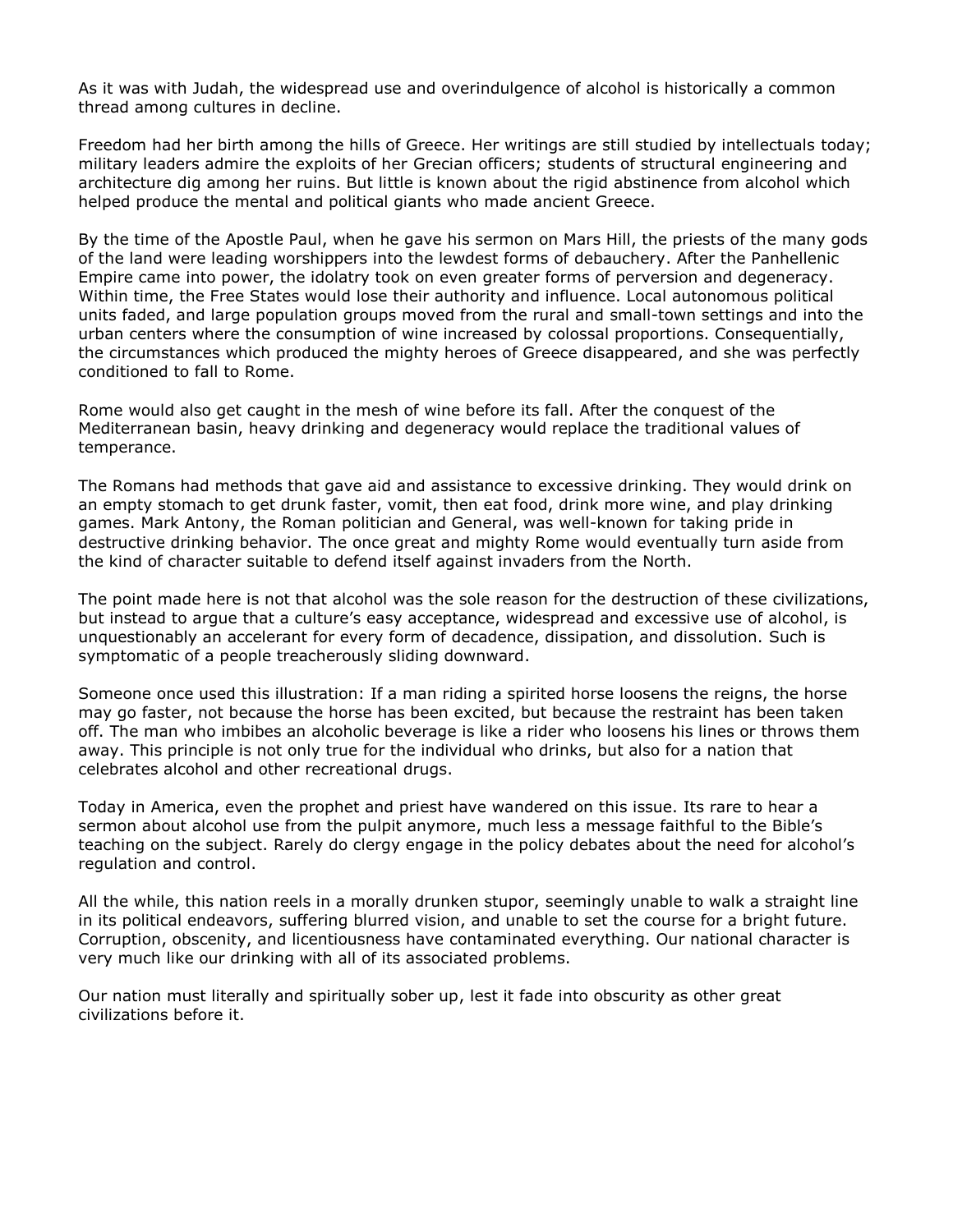As it was with Judah, the widespread use and overindulgence of alcohol is historically a common thread among cultures in decline.

Freedom had her birth among the hills of Greece. Her writings are still studied by intellectuals today; military leaders admire the exploits of her Grecian officers; students of structural engineering and architecture dig among her ruins. But little is known about the rigid abstinence from alcohol which helped produce the mental and political giants who made ancient Greece.

By the time of the Apostle Paul, when he gave his sermon on Mars Hill, the priests of the many gods of the land were leading worshippers into the lewdest forms of debauchery. After the Panhellenic Empire came into power, the idolatry took on even greater forms of perversion and degeneracy. Within time, the Free States would lose their authority and influence. Local autonomous political units faded, and large population groups moved from the rural and small-town settings and into the urban centers where the consumption of wine increased by colossal proportions. Consequentially, the circumstances which produced the mighty heroes of Greece disappeared, and she was perfectly conditioned to fall to Rome.

Rome would also get caught in the mesh of wine before its fall. After the conquest of the Mediterranean basin, heavy drinking and degeneracy would replace the traditional values of temperance.

The Romans had methods that gave aid and assistance to excessive drinking. They would drink on an empty stomach to get drunk faster, vomit, then eat food, drink more wine, and play drinking games. Mark Antony, the Roman politician and General, was well-known for taking pride in destructive drinking behavior. The once great and mighty Rome would eventually turn aside from the kind of character suitable to defend itself against invaders from the North.

The point made here is not that alcohol was the sole reason for the destruction of these civilizations, but instead to argue that a culture's easy acceptance, widespread and excessive use of alcohol, is unquestionably an accelerant for every form of decadence, dissipation, and dissolution. Such is symptomatic of a people treacherously sliding downward.

Someone once used this illustration: If a man riding a spirited horse loosens the reigns, the horse may go faster, not because the horse has been excited, but because the restraint has been taken off. The man who imbibes an alcoholic beverage is like a rider who loosens his lines or throws them away. This principle is not only true for the individual who drinks, but also for a nation that celebrates alcohol and other recreational drugs.

Today in America, even the prophet and priest have wandered on this issue. Its rare to hear a sermon about alcohol use from the pulpit anymore, much less a message faithful to the Bible's teaching on the subject. Rarely do clergy engage in the policy debates about the need for alcohol's regulation and control.

All the while, this nation reels in a morally drunken stupor, seemingly unable to walk a straight line in its political endeavors, suffering blurred vision, and unable to set the course for a bright future. Corruption, obscenity, and licentiousness have contaminated everything. Our national character is very much like our drinking with all of its associated problems.

Our nation must literally and spiritually sober up, lest it fade into obscurity as other great civilizations before it.